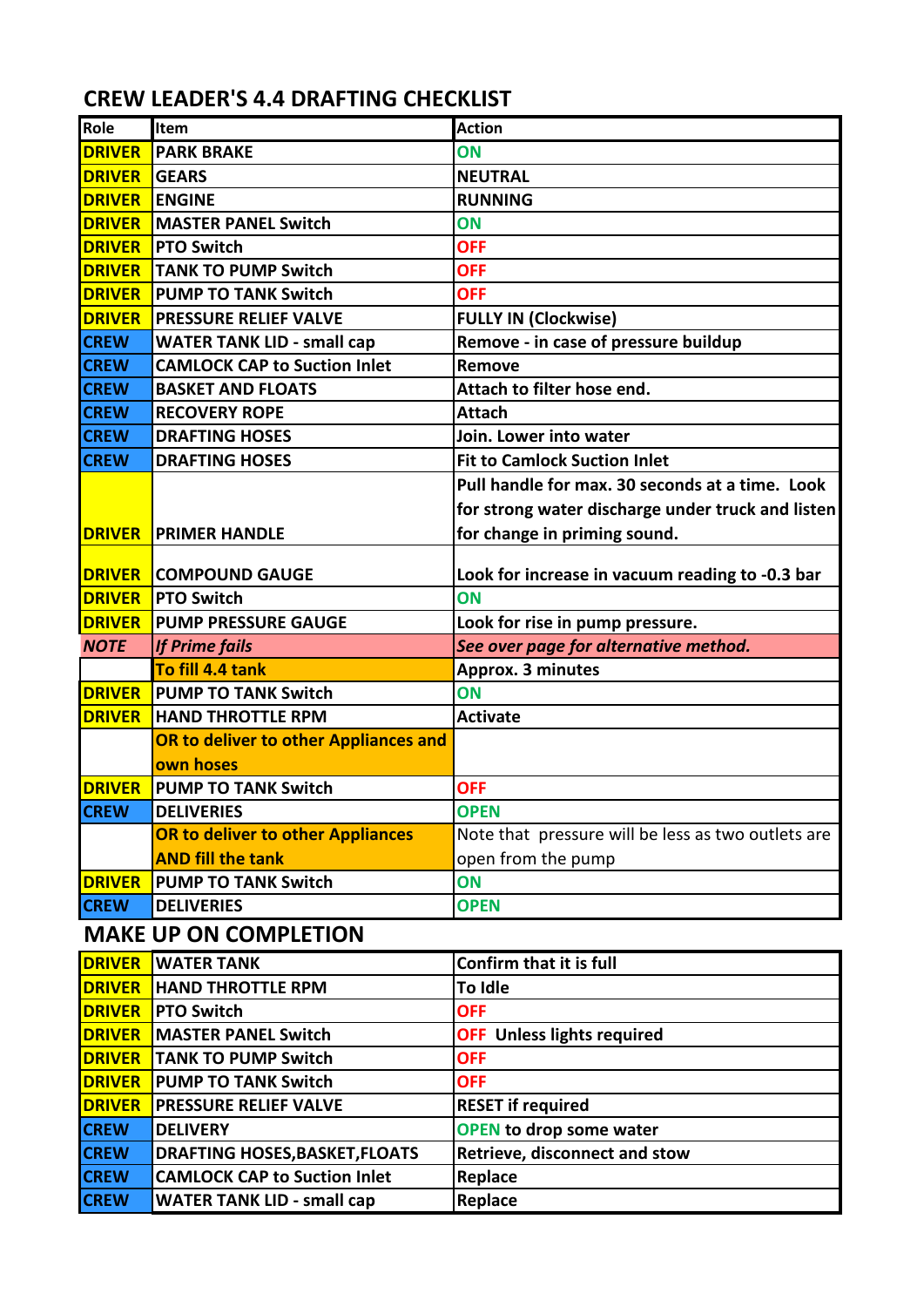## CREW LEADER'S 4.4 DRAFTING CHECKLIST

| Role | Item | Action |
|---|---|---|
| DRIVER | PARK BRAKE | ON |
| DRIVER | GEARS | NEUTRAL |
| DRIVER | ENGINE | RUNNING |
| DRIVER | MASTER PANEL Switch | ON |
| DRIVER | PTO Switch | OFF |
| DRIVER | TANK TO PUMP Switch | OFF |
| DRIVER | PUMP TO TANK Switch | OFF |
| DRIVER | PRESSURE RELIEF VALVE | FULLY IN (Clockwise) |
| CREW | WATER TANK LID - small cap | Remove - in case of pressure buildup |
| CREW | CAMLOCK CAP to Suction Inlet | Remove |
| CREW | BASKET AND FLOATS | Attach to filter hose end. |
| CREW | RECOVERY ROPE | Attach |
| CREW | DRAFTING HOSES | Join. Lower into water |
| CREW | DRAFTING HOSES | Fit to Camlock Suction Inlet |
| DRIVER | PRIMER HANDLE | Pull handle for max. 30 seconds at a time. Look for strong water discharge under truck and listen for change in priming sound. |
| DRIVER | COMPOUND GAUGE | Look for increase in vacuum reading to -0.3 bar |
| DRIVER | PTO Switch | ON |
| DRIVER | PUMP PRESSURE GAUGE | Look for rise in pump pressure. |
| *NOTE* | *If Prime fails* | *See over page for alternative method.* |
| | To fill 4.4 tank | Approx. 3 minutes |
| DRIVER | PUMP TO TANK Switch | ON |
| DRIVER | HAND THROTTLE RPM | Activate |
| | OR to deliver to other Appliances and own hoses | |
| DRIVER | PUMP TO TANK Switch | OFF |
| CREW | DELIVERIES | OPEN |
| | OR to deliver to other Appliances AND fill the tank | Note that pressure will be less as two outlets are open from the pump |
| DRIVER | PUMP TO TANK Switch | ON |
| CREW | DELIVERIES | OPEN |

## MAKE UP ON COMPLETION

| Role | Item | Action |
|---|---|---|
| DRIVER | WATER TANK | Confirm that it is full |
| DRIVER | HAND THROTTLE RPM | To Idle |
| DRIVER | PTO Switch | OFF |
| DRIVER | MASTER PANEL Switch | OFF Unless lights required |
| DRIVER | TANK TO PUMP Switch | OFF |
| DRIVER | PUMP TO TANK Switch | OFF |
| DRIVER | PRESSURE RELIEF VALVE | RESET if required |
| CREW | DELIVERY | OPEN to drop some water |
| CREW | DRAFTING HOSES,BASKET,FLOATS | Retrieve, disconnect and stow |
| CREW | CAMLOCK CAP to Suction Inlet | Replace |
| CREW | WATER TANK LID - small cap | Replace |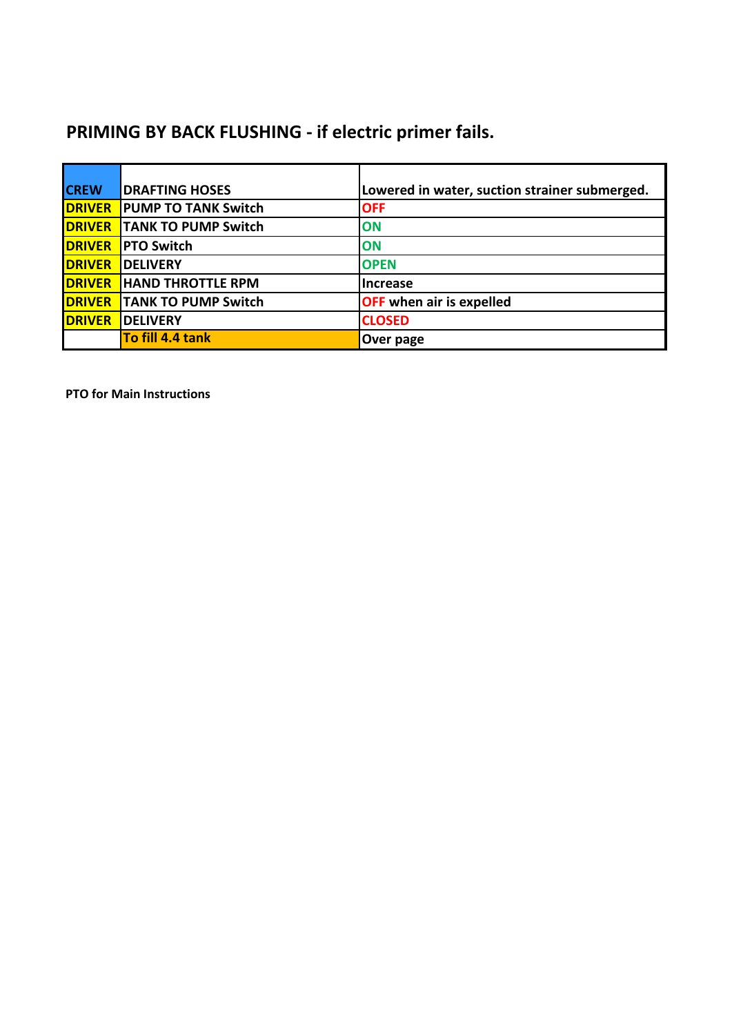## PRIMING BY BACK FLUSHING - if electric primer fails.

| | | |
|---|---|---|
| CREW | DRAFTING HOSES | Lowered in water, suction strainer submerged. |
| DRIVER | PUMP TO TANK Switch | OFF |
| DRIVER | TANK TO PUMP Switch | ON |
| DRIVER | PTO Switch | ON |
| DRIVER | DELIVERY | OPEN |
| DRIVER | HAND THROTTLE RPM | Increase |
| DRIVER | TANK TO PUMP Switch | OFF when air is expelled |
| DRIVER | DELIVERY | CLOSED |
| | To fill 4.4 tank | Over page |

**PTO for Main Instructions**